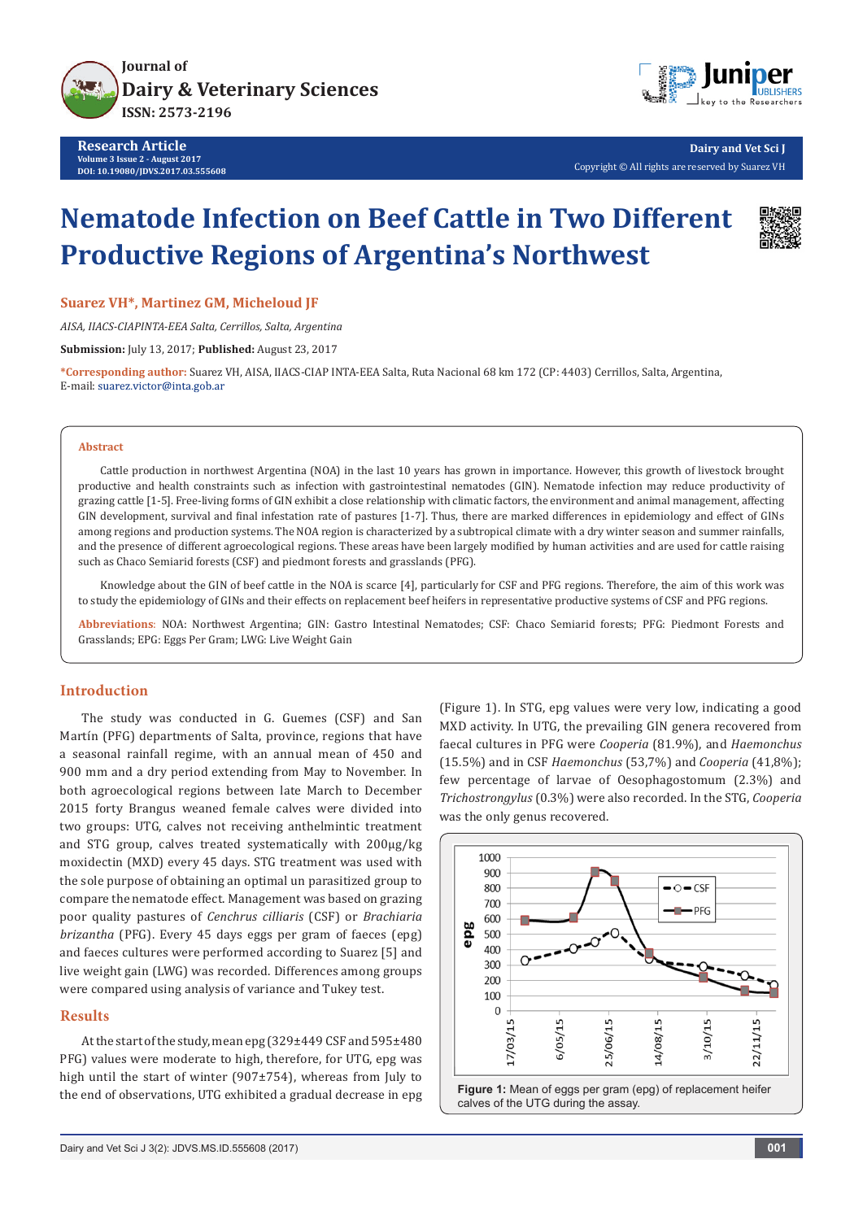# Nematode Infection on Beef Cattle in Two Different Productive Regions of Argentina's Northwest

**Suarez VH*, Martinez GM, Micheloud JF**

*AISA, IIACS-CIAPINTA-EEA Salta, Cerrillos, Salta, Argentina*

**Submission:** July 13, 2017; **Published:** August 23, 2017

***Corresponding author:** Suarez VH, AISA, IIACS-CIAP INTA-EEA Salta, Ruta Nacional 68 km 172 (CP: 4403) Cerrillos, Salta, Argentina, E-mail: suarez.victor@inta.gob.ar

## Abstract

Cattle production in northwest Argentina (NOA) in the last 10 years has grown in importance. However, this growth of livestock brought productive and health constraints such as infection with gastrointestinal nematodes (GIN). Nematode infection may reduce productivity of grazing cattle [1-5]. Free-living forms of GIN exhibit a close relationship with climatic factors, the environment and animal management, affecting GIN development, survival and final infestation rate of pastures [1-7]. Thus, there are marked differences in epidemiology and effect of GINs among regions and production systems. The NOA region is characterized by a subtropical climate with a dry winter season and summer rainfalls, and the presence of different agroecological regions. These areas have been largely modified by human activities and are used for cattle raising such as Chaco Semiarid forests (CSF) and piedmont forests and grasslands (PFG).

Knowledge about the GIN of beef cattle in the NOA is scarce [4], particularly for CSF and PFG regions. Therefore, the aim of this work was to study the epidemiology of GINs and their effects on replacement beef heifers in representative productive systems of CSF and PFG regions.

**Abbreviations**: NOA: Northwest Argentina; GIN: Gastro Intestinal Nematodes; CSF: Chaco Semiarid forests; PFG: Piedmont Forests and Grasslands; EPG: Eggs Per Gram; LWG: Live Weight Gain

## Introduction

The study was conducted in G. Guemes (CSF) and San Martín (PFG) departments of Salta, province, regions that have a seasonal rainfall regime, with an annual mean of 450 and 900 mm and a dry period extending from May to November. In both agroecological regions between late March to December 2015 forty Brangus weaned female calves were divided into two groups: UTG, calves not receiving anthelmintic treatment and STG group, calves treated systematically with 200µg/kg moxidectin (MXD) every 45 days. STG treatment was used with the sole purpose of obtaining an optimal un parasitized group to compare the nematode effect. Management was based on grazing poor quality pastures of *Cenchrus cilliaris* (CSF) or *Brachiaria brizantha* (PFG). Every 45 days eggs per gram of faeces (epg) and faeces cultures were performed according to Suarez [5] and live weight gain (LWG) was recorded. Differences among groups were compared using analysis of variance and Tukey test.

## Results

At the start of the study, mean epg (329±449 CSF and 595±480 PFG) values were moderate to high, therefore, for UTG, epg was high until the start of winter (907±754), whereas from July to the end of observations, UTG exhibited a gradual decrease in epg (Figure 1). In STG, epg values were very low, indicating a good MXD activity. In UTG, the prevailing GIN genera recovered from faecal cultures in PFG were *Cooperia* (81.9%), and *Haemonchus* (15.5%) and in CSF *Haemonchus* (53,7%) and *Cooperia* (41,8%); few percentage of larvae of Oesophagostomum (2.3%) and *Trichostrongylus* (0.3%) were also recorded. In the STG, *Cooperia* was the only genus recovered.

**Figure 1:** Mean of eggs per gram (epg) of replacement heifer calves of the UTG during the assay.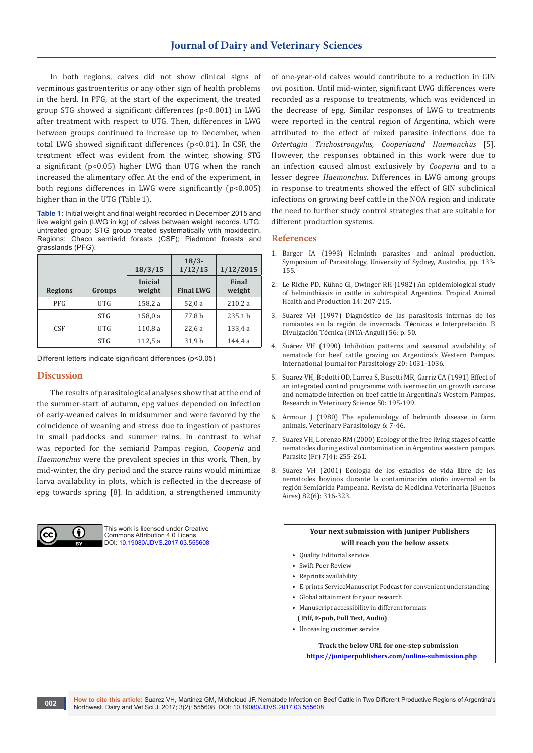In both regions, calves did not show clinical signs of verminous gastroenteritis or any other sign of health problems in the herd. In PFG, at the start of the experiment, the treated group STG showed a significant differences ($p<0.001$) in LWG after treatment with respect to UTG. Then, differences in LWG between groups continued to increase up to December, when total LWG showed significant differences ($p<0.01$). In CSF, the treatment effect was evident from the winter, showing STG a significant ($p<0.05$) higher LWG than UTG when the ranch increased the alimentary offer. At the end of the experiment, in both regions differences in LWG were significantly ($p<0.005$) higher than in the UTG (Table 1).

**Table 1:** Initial weight and final weight recorded in December 2015 and live weight gain (LWG in kg) of calves between weight records. UTG: untreated group; STG group treated systematically with moxidectin. Regions: Chaco semiarid forests (CSF); Piedmont forests and grasslands (PFG).

| Regions | Groups | 18/3/15 Inicial weight | 18/3-1/12/15 Final LWG | 1/12/2015 Final weight |
|---|---|---|---|---|
| PFG | UTG | 158,2 a | 52,0 a | 210.2 a |
| | STG | 158,0 a | 77.8 b | 235.1 b |
| CSF | UTG | 110,8 a | 22,6 a | 133,4 a |
| | STG | 112,5 a | 31,9 b | 144,4 a |

Different letters indicate significant differences ($p<0.05$)

## Discussion

The results of parasitological analyses show that at the end of the summer-start of autumn, epg values depended on infection of early-weaned calves in midsummer and were favored by the coincidence of weaning and stress due to ingestion of pastures in small paddocks and summer rains. In contrast to what was reported for the semiarid Pampas region, *Cooperia* and *Haemonchus* were the prevalent species in this work. Then, by mid-winter, the dry period and the scarce rains would minimize larva availability in plots, which is reflected in the decrease of epg towards spring [8]. In addition, a strengthened immunity of one-year-old calves would contribute to a reduction in GIN ovi position. Until mid-winter, significant LWG differences were recorded as a response to treatments, which was evidenced in the decrease of epg. Similar responses of LWG to treatments were reported in the central region of Argentina, which were attributed to the effect of mixed parasite infections due to *Ostertagia Trichostrongylus, Cooperiaand Haemonchus* [5]. However, the responses obtained in this work were due to an infection caused almost exclusively by *Cooperia* and to a lesser degree *Haemonchus*. Differences in LWG among groups in response to treatments showed the effect of GIN subclinical infections on growing beef cattle in the NOA region and indicate the need to further study control strategies that are suitable for different production systems.

## References

1. Barger IA (1993) Helminth parasites and animal production. Symposium of Parasitology, University of Sydney, Australia, pp. 133-155.
2. Le Riche PD, Kühne GI, Dwinger RH (1982) An epidemiological study of helminthiasis in cattle in subtropical Argentina. Tropical Animal Health and Production 14: 207-215.
3. Suarez VH (1997) Diagnóstico de las parasitosis internas de los rumiantes en la región de invernada. Técnicas e Interpretación. B Divulgación Técnica (INTA-Anguil) 56: p. 50.
4. Suárez VH (1990) Inhibition patterns and seasonal availability of nematode for beef cattle grazing on Argentina's Western Pampas. International Journal for Parasitology 20: 1031-1036.
5. Suarez VH, Bedotti OD, Larrea S, Busetti MR, Garriz CA (1991) Effect of an integrated control programme with ivermectin on growth carcase and nematode infection on beef cattle in Argentina's Western Pampas. Research in Veterinary Science 50: 195-199.
6. Armour J (1980) The epidemiology of helminth disease in farm animals. Veterinary Parasitology 6: 7-46.
7. Suarez VH, Lorenzo RM (2000) Ecology of the free living stages of cattle nematodes during estival contamination in Argentina western pampas. Parasite (Fr) 7(4): 255-261.
8. Suarez VH (2001) Ecología de los estadios de vida libre de los nematodes bovinos durante la contaminación otoño invernal en la región Semiárida Pampeana. Revista de Medicina Veterinaria (Buenos Aires) 82(6): 316-323.

This work is licensed under Creative Commons Attribution 4.0 Licens
DOI: 10.19080/JDVS.2017.03.555608

**Your next submission with Juniper Publishers will reach you the below assets**

- Quality Editorial service
- Swift Peer Review
- Reprints availability
- E-prints ServiceManuscript Podcast for convenient understanding
- Global attainment for your research
- Manuscript accessibility in different formats
  **( Pdf, E-pub, Full Text, Audio)**
- Unceasing customer service

**Track the below URL for one-step submission**
**https://juniperpublishers.com/online-submission.php**

**How to cite this article:** Suarez VH, Martinez GM, Micheloud JF. Nematode Infection on Beef Cattle in Two Different Productive Regions of Argentina's Northwest. Dairy and Vet Sci J. 2017; 3(2): 555608. DOI: 10.19080/JDVS.2017.03.555608